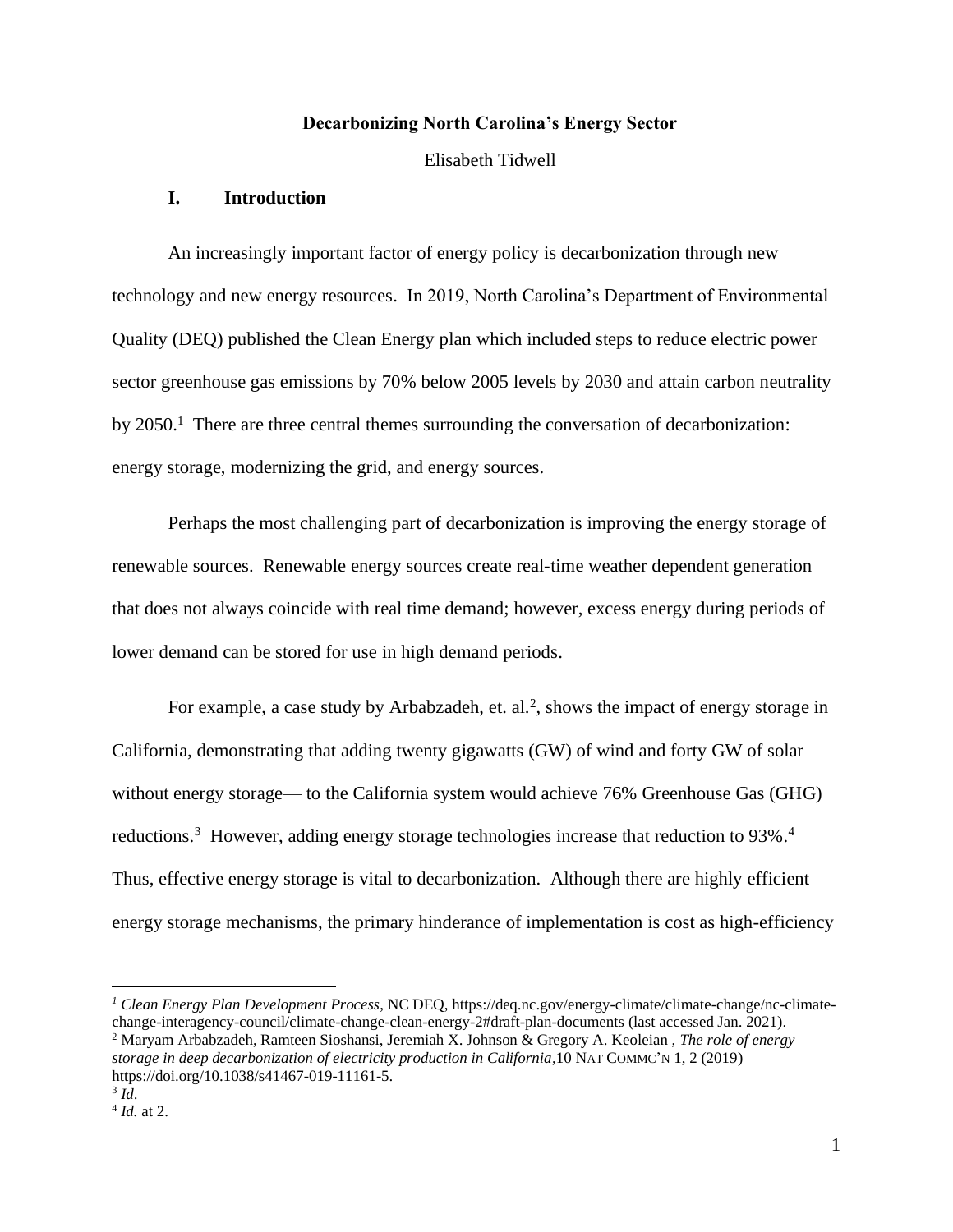# Decarbonizing North Carolina's Energy Sector

Elisabeth Tidwell

## I. Introduction

An increasingly important factor of energy policy is decarbonization through new technology and new energy resources. In 2019, North Carolina's Department of Environmental Quality (DEQ) published the Clean Energy plan which included steps to reduce electric power sector greenhouse gas emissions by 70% below 2005 levels by 2030 and attain carbon neutrality by 2050.[1] There are three central themes surrounding the conversation of decarbonization: energy storage, modernizing the grid, and energy sources.

Perhaps the most challenging part of decarbonization is improving the energy storage of renewable sources. Renewable energy sources create real-time weather dependent generation that does not always coincide with real time demand; however, excess energy during periods of lower demand can be stored for use in high demand periods.

For example, a case study by Arbabzadeh, et. al.[2], shows the impact of energy storage in California, demonstrating that adding twenty gigawatts (GW) of wind and forty GW of solar— without energy storage— to the California system would achieve 76% Greenhouse Gas (GHG) reductions.[3] However, adding energy storage technologies increase that reduction to 93%.[4] Thus, effective energy storage is vital to decarbonization. Although there are highly efficient energy storage mechanisms, the primary hinderance of implementation is cost as high-efficiency

---

[1] *Clean Energy Plan Development Process*, NC DEQ, https://deq.nc.gov/energy-climate/climate-change/nc-climate-change-interagency-council/climate-change-clean-energy-2#draft-plan-documents (last accessed Jan. 2021).

[2] Maryam Arbabzadeh, Ramteen Sioshansi, Jeremiah X. Johnson & Gregory A. Keoleian , *The role of energy storage in deep decarbonization of electricity production in California*,10 NAT COMMC'N 1, 2 (2019) https://doi.org/10.1038/s41467-019-11161-5.

[3] *Id*.

[4] *Id.* at 2.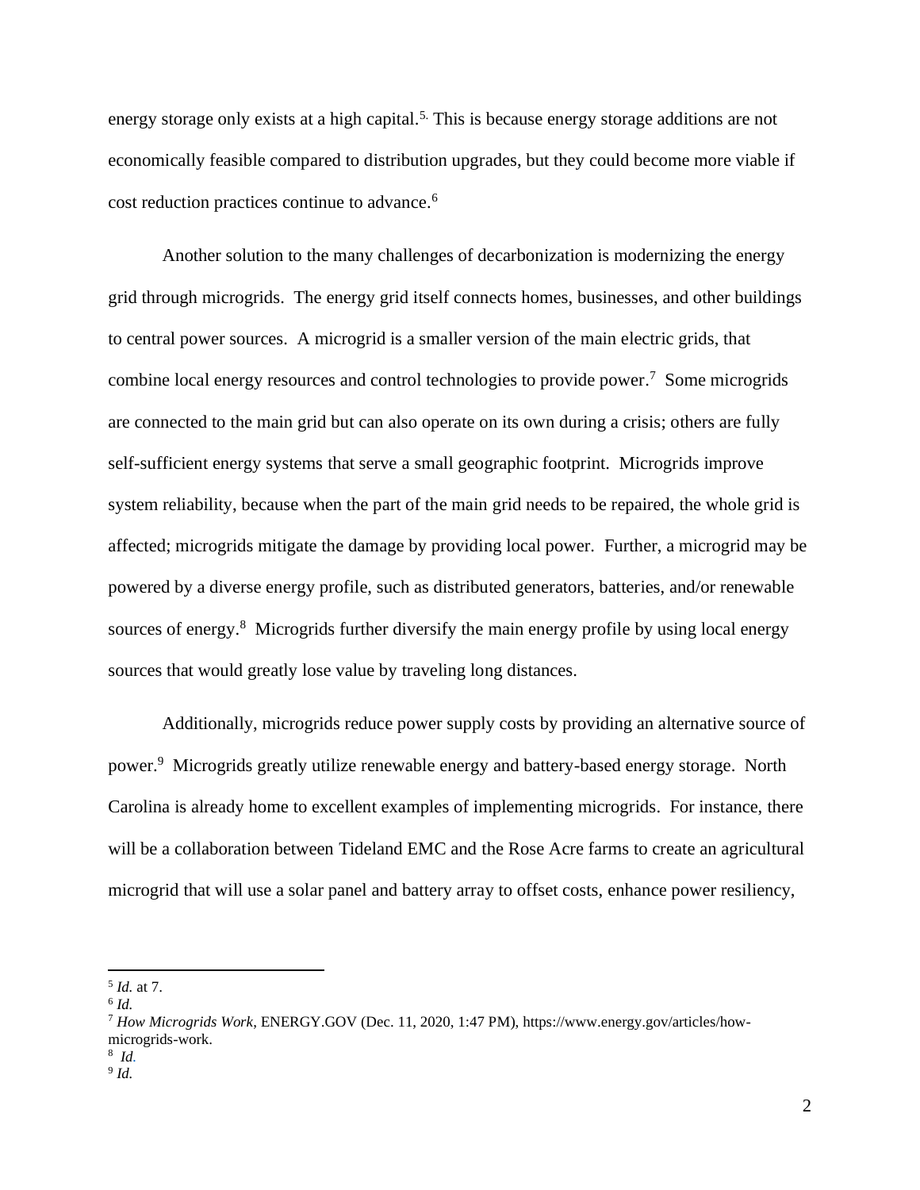energy storage only exists at a high capital.[5.] This is because energy storage additions are not economically feasible compared to distribution upgrades, but they could become more viable if cost reduction practices continue to advance.[6]

Another solution to the many challenges of decarbonization is modernizing the energy grid through microgrids. The energy grid itself connects homes, businesses, and other buildings to central power sources. A microgrid is a smaller version of the main electric grids, that combine local energy resources and control technologies to provide power.[7] Some microgrids are connected to the main grid but can also operate on its own during a crisis; others are fully self-sufficient energy systems that serve a small geographic footprint. Microgrids improve system reliability, because when the part of the main grid needs to be repaired, the whole grid is affected; microgrids mitigate the damage by providing local power. Further, a microgrid may be powered by a diverse energy profile, such as distributed generators, batteries, and/or renewable sources of energy.[8] Microgrids further diversify the main energy profile by using local energy sources that would greatly lose value by traveling long distances.

Additionally, microgrids reduce power supply costs by providing an alternative source of power.[9] Microgrids greatly utilize renewable energy and battery-based energy storage. North Carolina is already home to excellent examples of implementing microgrids. For instance, there will be a collaboration between Tideland EMC and the Rose Acre farms to create an agricultural microgrid that will use a solar panel and battery array to offset costs, enhance power resiliency,

---

[5] *Id.* at 7.

[6] *Id.*

[7] *How Microgrids Work*, ENERGY.GOV (Dec. 11, 2020, 1:47 PM), https://www.energy.gov/articles/how-microgrids-work.

[8] *Id.*

[9] *Id.*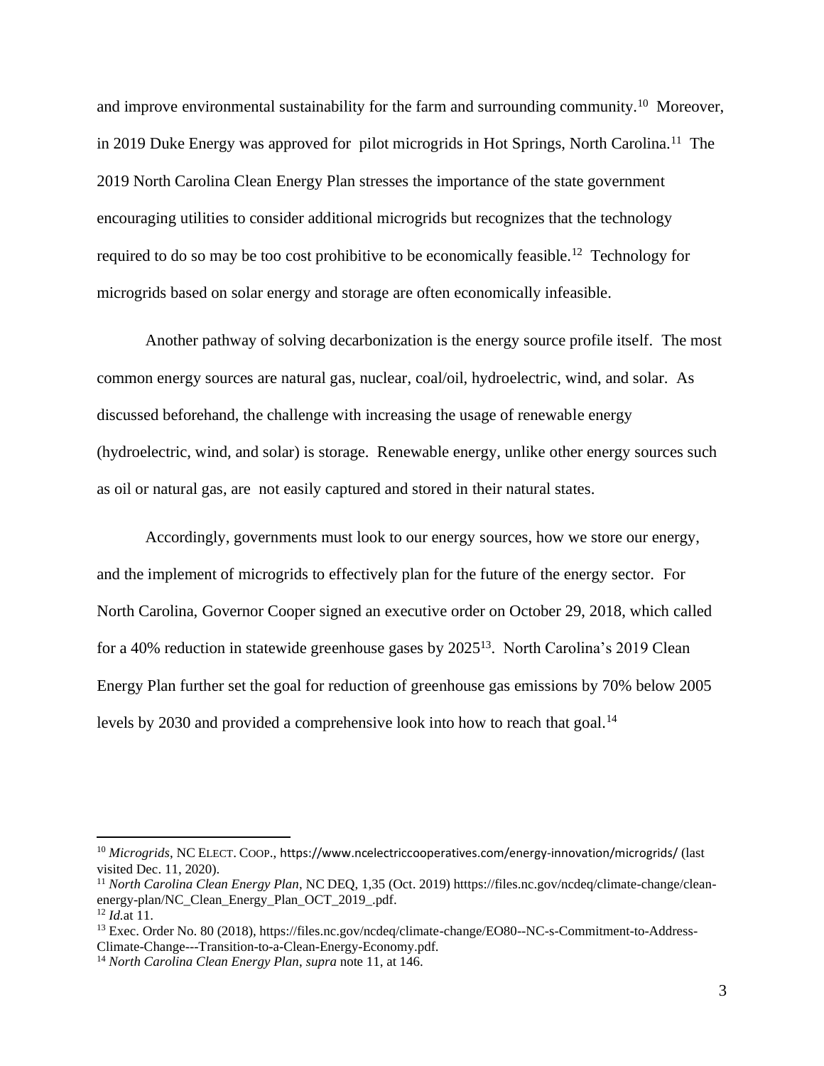and improve environmental sustainability for the farm and surrounding community.[10] Moreover, in 2019 Duke Energy was approved for pilot microgrids in Hot Springs, North Carolina.[11] The 2019 North Carolina Clean Energy Plan stresses the importance of the state government encouraging utilities to consider additional microgrids but recognizes that the technology required to do so may be too cost prohibitive to be economically feasible.[12] Technology for microgrids based on solar energy and storage are often economically infeasible.

Another pathway of solving decarbonization is the energy source profile itself. The most common energy sources are natural gas, nuclear, coal/oil, hydroelectric, wind, and solar. As discussed beforehand, the challenge with increasing the usage of renewable energy (hydroelectric, wind, and solar) is storage. Renewable energy, unlike other energy sources such as oil or natural gas, are not easily captured and stored in their natural states.

Accordingly, governments must look to our energy sources, how we store our energy, and the implement of microgrids to effectively plan for the future of the energy sector. For North Carolina, Governor Cooper signed an executive order on October 29, 2018, which called for a 40% reduction in statewide greenhouse gases by 2025[13]. North Carolina's 2019 Clean Energy Plan further set the goal for reduction of greenhouse gas emissions by 70% below 2005 levels by 2030 and provided a comprehensive look into how to reach that goal.[14]

---

[10] *Microgrids*, NC ELECT. COOP., https://www.ncelectriccooperatives.com/energy-innovation/microgrids/ (last visited Dec. 11, 2020).

[11] *North Carolina Clean Energy Plan*, NC DEQ, 1,35 (Oct. 2019) htttps://files.nc.gov/ncdeq/climate-change/clean-energy-plan/NC_Clean_Energy_Plan_OCT_2019_.pdf.

[12] *Id.*at 11.

[13] Exec. Order No. 80 (2018), https://files.nc.gov/ncdeq/climate-change/EO80--NC-s-Commitment-to-Address-Climate-Change---Transition-to-a-Clean-Energy-Economy.pdf.

[14] *North Carolina Clean Energy Plan*, *supra* note 11, at 146.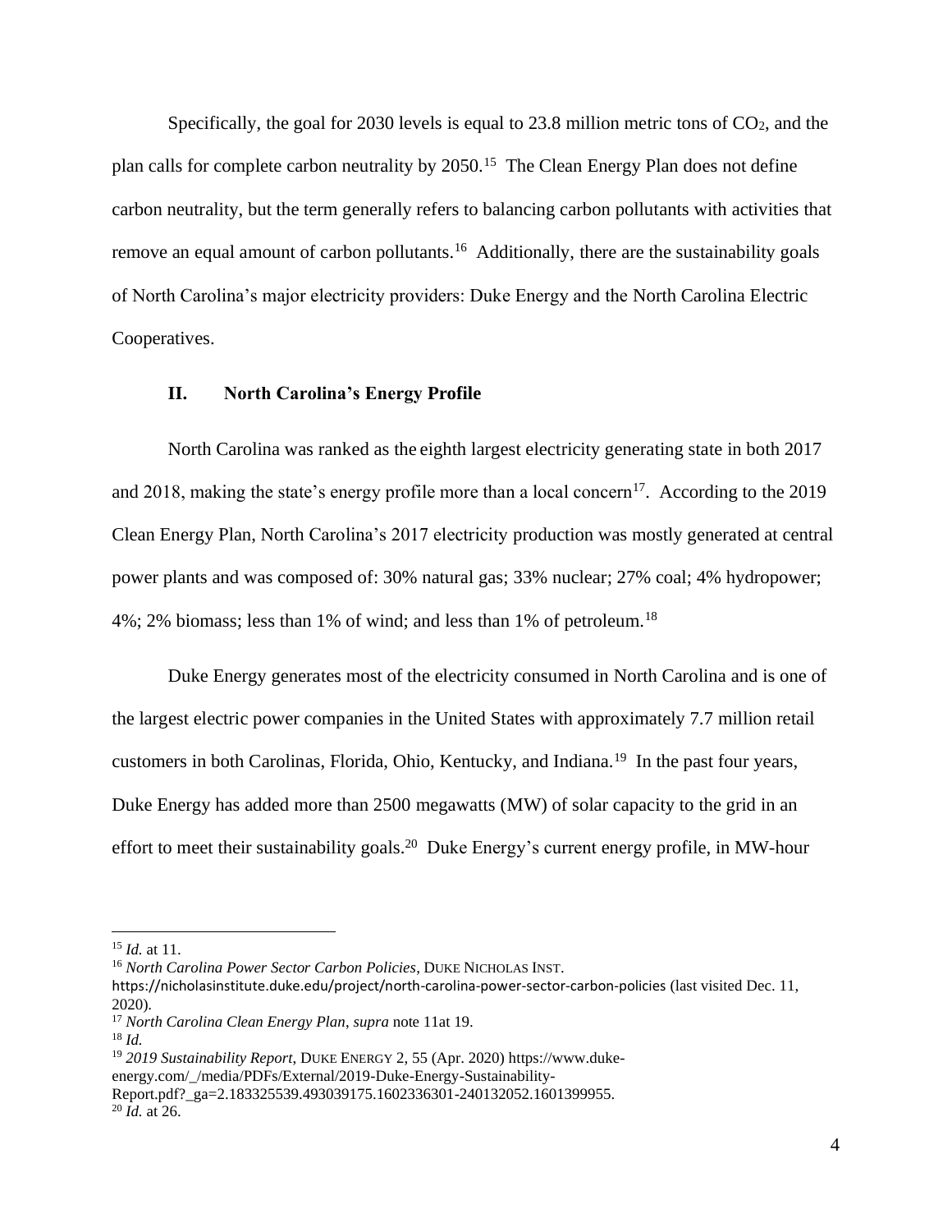Specifically, the goal for 2030 levels is equal to 23.8 million metric tons of $CO_2$, and the plan calls for complete carbon neutrality by 2050.[15] The Clean Energy Plan does not define carbon neutrality, but the term generally refers to balancing carbon pollutants with activities that remove an equal amount of carbon pollutants.[16] Additionally, there are the sustainability goals of North Carolina's major electricity providers: Duke Energy and the North Carolina Electric Cooperatives.

## II. North Carolina's Energy Profile

North Carolina was ranked as the eighth largest electricity generating state in both 2017 and 2018, making the state's energy profile more than a local concern[17]. According to the 2019 Clean Energy Plan, North Carolina's 2017 electricity production was mostly generated at central power plants and was composed of: 30% natural gas; 33% nuclear; 27% coal; 4% hydropower; 4%; 2% biomass; less than 1% of wind; and less than 1% of petroleum.[18]

Duke Energy generates most of the electricity consumed in North Carolina and is one of the largest electric power companies in the United States with approximately 7.7 million retail customers in both Carolinas, Florida, Ohio, Kentucky, and Indiana.[19] In the past four years, Duke Energy has added more than 2500 megawatts (MW) of solar capacity to the grid in an effort to meet their sustainability goals.[20] Duke Energy's current energy profile, in MW-hour

---

[15] *Id.* at 11.

[16] *North Carolina Power Sector Carbon Policies*, DUKE NICHOLAS INST. https://nicholasinstitute.duke.edu/project/north-carolina-power-sector-carbon-policies (last visited Dec. 11, 2020).

[17] *North Carolina Clean Energy Plan*, *supra* note 11at 19.

[18] *Id.*

[19] *2019 Sustainability Report*, DUKE ENERGY 2, 55 (Apr. 2020) https://www.duke-energy.com/_/media/PDFs/External/2019-Duke-Energy-Sustainability-Report.pdf?_ga=2.183325539.493039175.1602336301-240132052.1601399955.

[20] *Id.* at 26.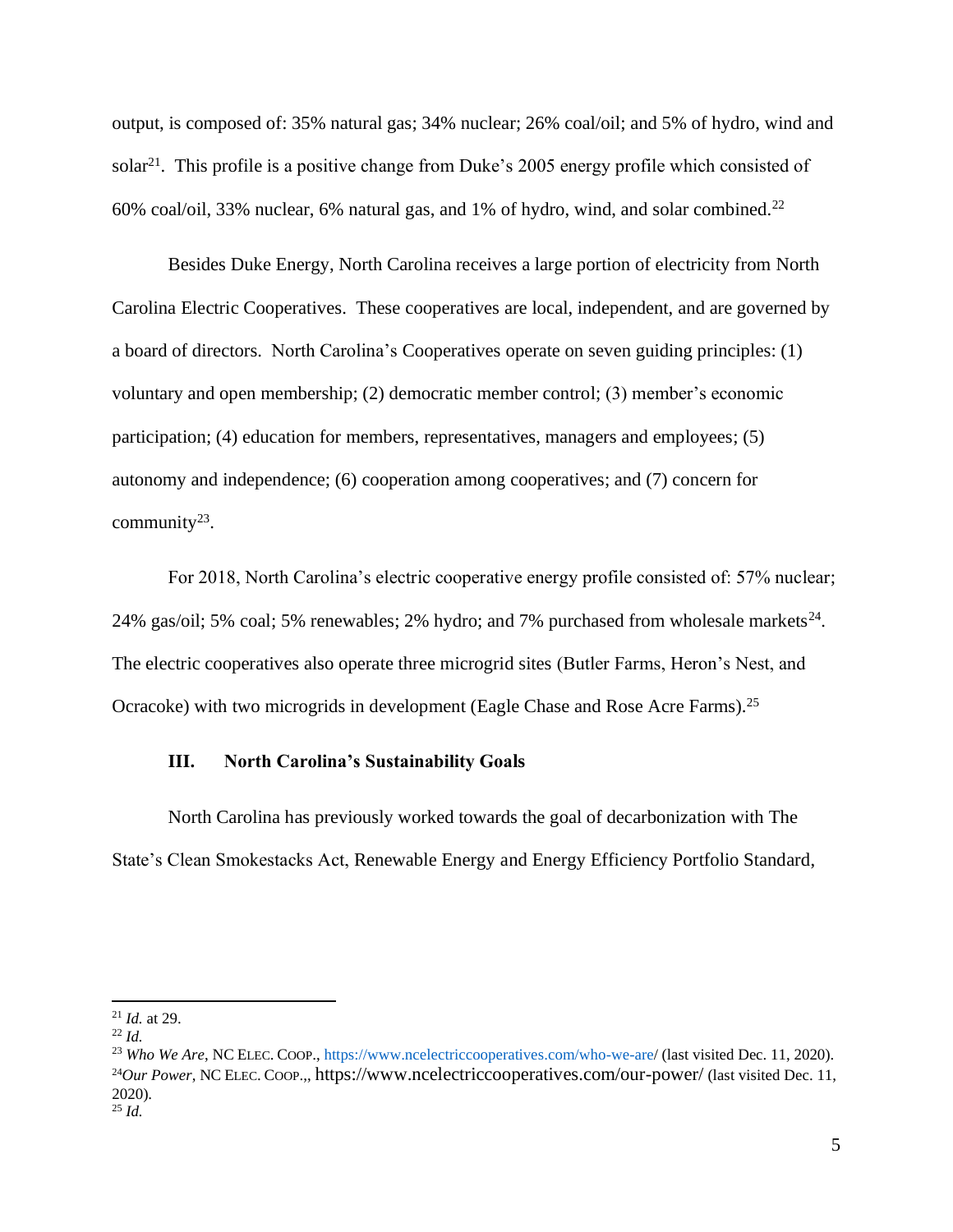output, is composed of: 35% natural gas; 34% nuclear; 26% coal/oil; and 5% of hydro, wind and solar[21]. This profile is a positive change from Duke's 2005 energy profile which consisted of 60% coal/oil, 33% nuclear, 6% natural gas, and 1% of hydro, wind, and solar combined.[22]

Besides Duke Energy, North Carolina receives a large portion of electricity from North Carolina Electric Cooperatives. These cooperatives are local, independent, and are governed by a board of directors. North Carolina's Cooperatives operate on seven guiding principles: (1) voluntary and open membership; (2) democratic member control; (3) member's economic participation; (4) education for members, representatives, managers and employees; (5) autonomy and independence; (6) cooperation among cooperatives; and (7) concern for community[23].

For 2018, North Carolina's electric cooperative energy profile consisted of: 57% nuclear; 24% gas/oil; 5% coal; 5% renewables; 2% hydro; and 7% purchased from wholesale markets[24]. The electric cooperatives also operate three microgrid sites (Butler Farms, Heron's Nest, and Ocracoke) with two microgrids in development (Eagle Chase and Rose Acre Farms).[25]

### III. North Carolina's Sustainability Goals

North Carolina has previously worked towards the goal of decarbonization with The State's Clean Smokestacks Act, Renewable Energy and Energy Efficiency Portfolio Standard,

---

[21] *Id.* at 29.
[22] *Id.*
[23] *Who We Are*, NC ELEC. COOP., https://www.ncelectriccooperatives.com/who-we-are/ (last visited Dec. 11, 2020).
[24] *Our Power*, NC ELEC. COOP.,, https://www.ncelectriccooperatives.com/our-power/ (last visited Dec. 11, 2020).
[25] *Id.*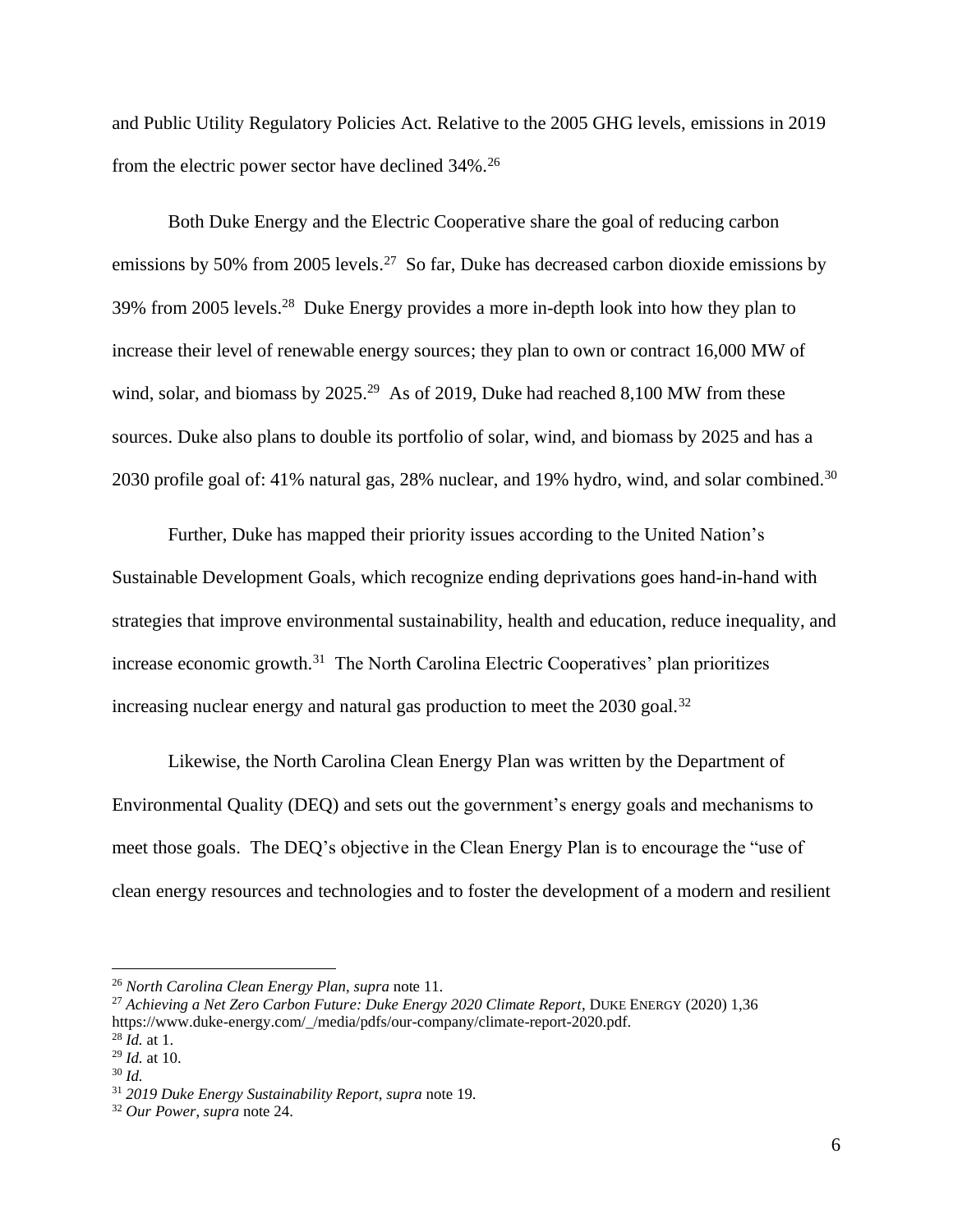and Public Utility Regulatory Policies Act. Relative to the 2005 GHG levels, emissions in 2019 from the electric power sector have declined 34%.[26]

Both Duke Energy and the Electric Cooperative share the goal of reducing carbon emissions by 50% from 2005 levels.[27] So far, Duke has decreased carbon dioxide emissions by 39% from 2005 levels.[28] Duke Energy provides a more in-depth look into how they plan to increase their level of renewable energy sources; they plan to own or contract 16,000 MW of wind, solar, and biomass by 2025.[29] As of 2019, Duke had reached 8,100 MW from these sources. Duke also plans to double its portfolio of solar, wind, and biomass by 2025 and has a 2030 profile goal of: 41% natural gas, 28% nuclear, and 19% hydro, wind, and solar combined.[30]

Further, Duke has mapped their priority issues according to the United Nation's Sustainable Development Goals, which recognize ending deprivations goes hand-in-hand with strategies that improve environmental sustainability, health and education, reduce inequality, and increase economic growth.[31] The North Carolina Electric Cooperatives' plan prioritizes increasing nuclear energy and natural gas production to meet the 2030 goal.[32]

Likewise, the North Carolina Clean Energy Plan was written by the Department of Environmental Quality (DEQ) and sets out the government's energy goals and mechanisms to meet those goals. The DEQ's objective in the Clean Energy Plan is to encourage the "use of clean energy resources and technologies and to foster the development of a modern and resilient

---

[26] *North Carolina Clean Energy Plan*, *supra* note 11.

[27] *Achieving a Net Zero Carbon Future: Duke Energy 2020 Climate Report*, DUKE ENERGY (2020) 1,36 https://www.duke-energy.com/_/media/pdfs/our-company/climate-report-2020.pdf.

[28] *Id.* at 1.

[29] *Id.* at 10.

[30] *Id.*

[31] *2019 Duke Energy Sustainability Report*, *supra* note 19.

[32] *Our Power*, *supra* note 24.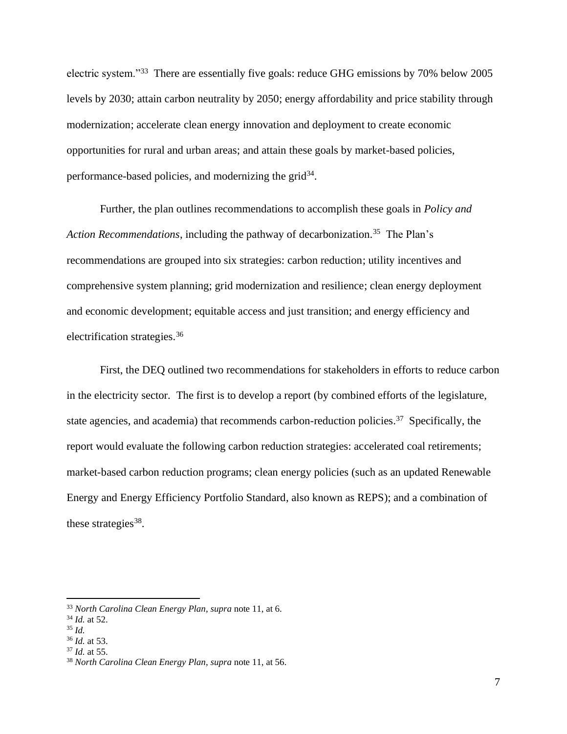electric system."[33] There are essentially five goals: reduce GHG emissions by 70% below 2005 levels by 2030; attain carbon neutrality by 2050; energy affordability and price stability through modernization; accelerate clean energy innovation and deployment to create economic opportunities for rural and urban areas; and attain these goals by market-based policies, performance-based policies, and modernizing the grid[34].

Further, the plan outlines recommendations to accomplish these goals in *Policy and Action Recommendations*, including the pathway of decarbonization.[35] The Plan's recommendations are grouped into six strategies: carbon reduction; utility incentives and comprehensive system planning; grid modernization and resilience; clean energy deployment and economic development; equitable access and just transition; and energy efficiency and electrification strategies.[36]

First, the DEQ outlined two recommendations for stakeholders in efforts to reduce carbon in the electricity sector. The first is to develop a report (by combined efforts of the legislature, state agencies, and academia) that recommends carbon-reduction policies.[37] Specifically, the report would evaluate the following carbon reduction strategies: accelerated coal retirements; market-based carbon reduction programs; clean energy policies (such as an updated Renewable Energy and Energy Efficiency Portfolio Standard, also known as REPS); and a combination of these strategies[38].

---

[33] *North Carolina Clean Energy Plan*, *supra* note 11, at 6.
[34] *Id.* at 52.
[35] *Id.*
[36] *Id.* at 53.
[37] *Id.* at 55.
[38] *North Carolina Clean Energy Plan*, *supra* note 11, at 56.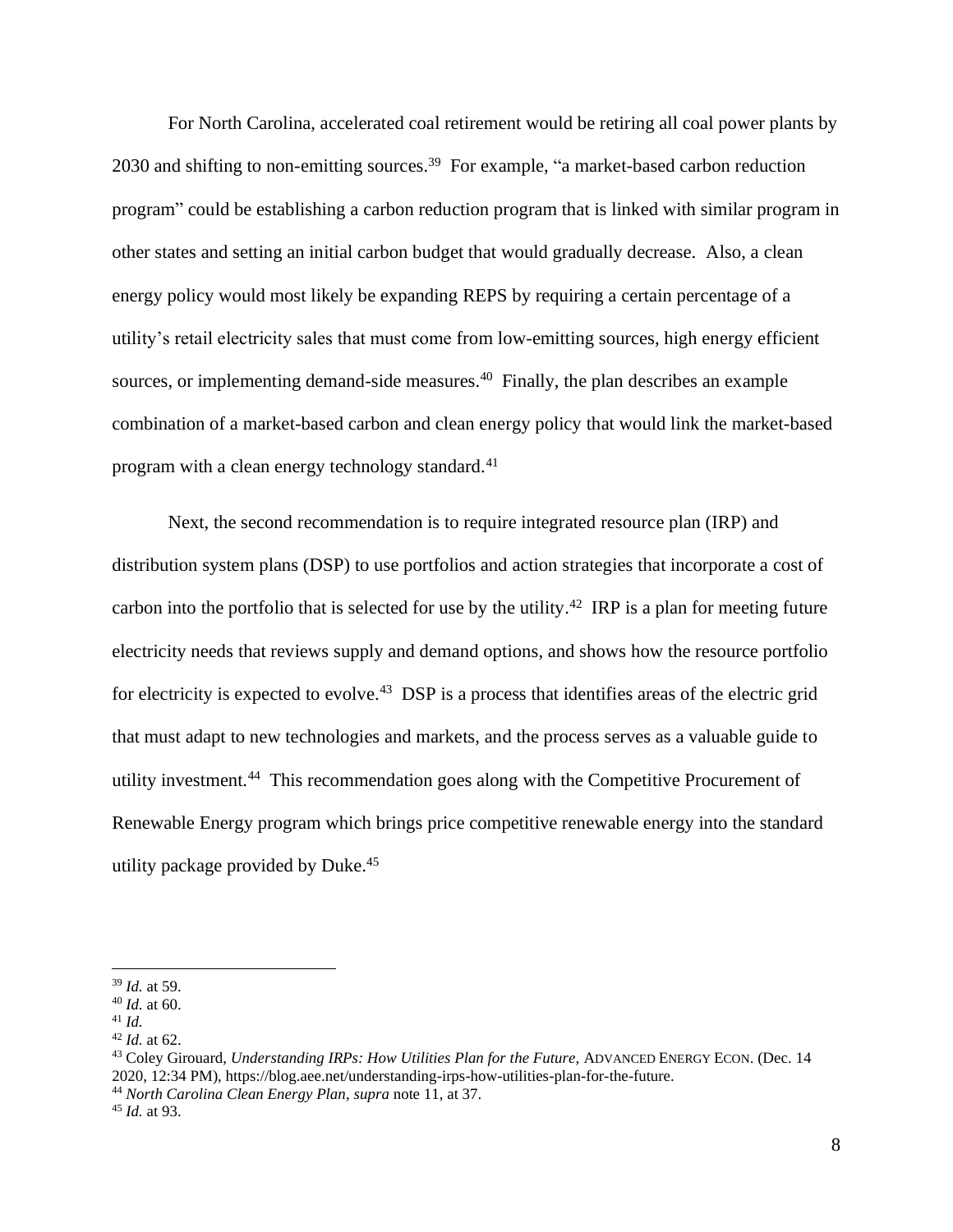For North Carolina, accelerated coal retirement would be retiring all coal power plants by 2030 and shifting to non-emitting sources.[39] For example, "a market-based carbon reduction program" could be establishing a carbon reduction program that is linked with similar program in other states and setting an initial carbon budget that would gradually decrease. Also, a clean energy policy would most likely be expanding REPS by requiring a certain percentage of a utility's retail electricity sales that must come from low-emitting sources, high energy efficient sources, or implementing demand-side measures.[40] Finally, the plan describes an example combination of a market-based carbon and clean energy policy that would link the market-based program with a clean energy technology standard.[41]

Next, the second recommendation is to require integrated resource plan (IRP) and distribution system plans (DSP) to use portfolios and action strategies that incorporate a cost of carbon into the portfolio that is selected for use by the utility.[42] IRP is a plan for meeting future electricity needs that reviews supply and demand options, and shows how the resource portfolio for electricity is expected to evolve.[43] DSP is a process that identifies areas of the electric grid that must adapt to new technologies and markets, and the process serves as a valuable guide to utility investment.[44] This recommendation goes along with the Competitive Procurement of Renewable Energy program which brings price competitive renewable energy into the standard utility package provided by Duke.[45]

---

[39] *Id.* at 59.
[40] *Id.* at 60.
[41] *Id.*
[42] *Id.* at 62.
[43] Coley Girouard, *Understanding IRPs: How Utilities Plan for the Future,* ADVANCED ENERGY ECON. (Dec. 14 2020, 12:34 PM), https://blog.aee.net/understanding-irps-how-utilities-plan-for-the-future.
[44] *North Carolina Clean Energy Plan*, *supra* note 11, at 37.
[45] *Id.* at 93.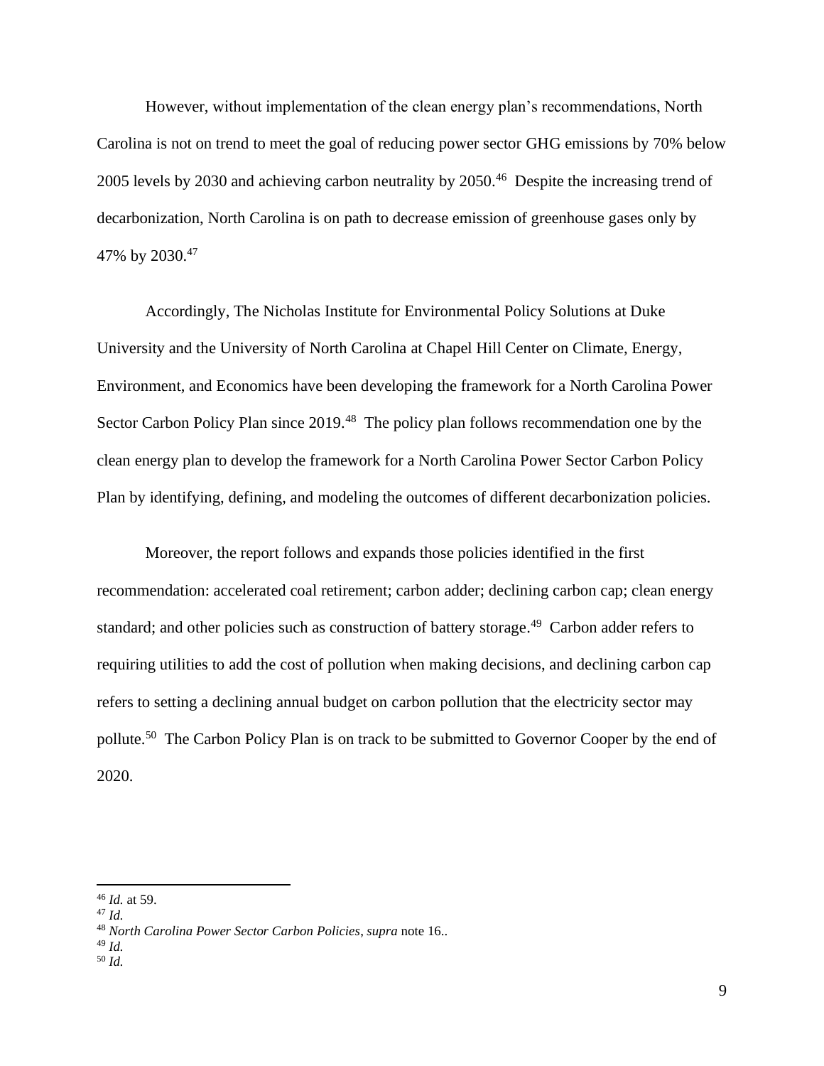However, without implementation of the clean energy plan's recommendations, North Carolina is not on trend to meet the goal of reducing power sector GHG emissions by 70% below 2005 levels by 2030 and achieving carbon neutrality by 2050.[46] Despite the increasing trend of decarbonization, North Carolina is on path to decrease emission of greenhouse gases only by 47% by 2030.[47]

Accordingly, The Nicholas Institute for Environmental Policy Solutions at Duke University and the University of North Carolina at Chapel Hill Center on Climate, Energy, Environment, and Economics have been developing the framework for a North Carolina Power Sector Carbon Policy Plan since 2019.[48] The policy plan follows recommendation one by the clean energy plan to develop the framework for a North Carolina Power Sector Carbon Policy Plan by identifying, defining, and modeling the outcomes of different decarbonization policies.

Moreover, the report follows and expands those policies identified in the first recommendation: accelerated coal retirement; carbon adder; declining carbon cap; clean energy standard; and other policies such as construction of battery storage.[49] Carbon adder refers to requiring utilities to add the cost of pollution when making decisions, and declining carbon cap refers to setting a declining annual budget on carbon pollution that the electricity sector may pollute.[50] The Carbon Policy Plan is on track to be submitted to Governor Cooper by the end of 2020.

---

[46] *Id.* at 59.
[47] *Id.*
[48] *North Carolina Power Sector Carbon Policies*, *supra* note 16..
[49] *Id.*
[50] *Id.*